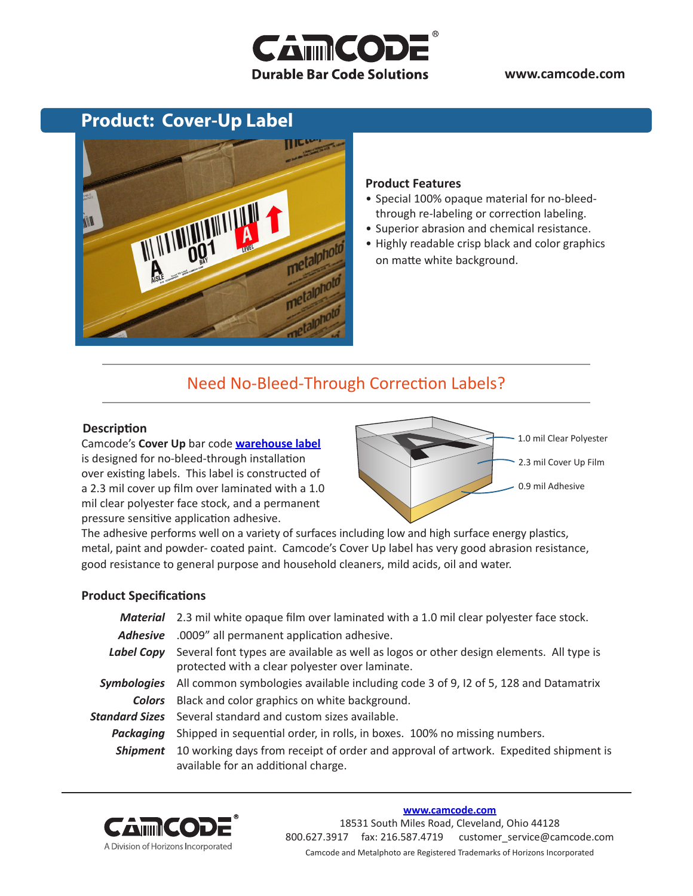**Durable Bar Code Solutions**

www.camcode.com

# Product: Cover-Up Label

### Product Features

- Special 100% opaque material for no-bleed-through re-labeling or correction labeling.
- Superior abrasion and chemical resistance.
- Highly readable crisp black and color graphics on matte white background.

## Need No-Bleed-Through Correction Labels?

### Description

Camcode's **Cover Up** bar code **[warehouse label]** is designed for no-bleed-through installation over existing labels. This label is constructed of a 2.3 mil cover up film over laminated with a 1.0 mil clear polyester face stock, and a permanent pressure sensitive application adhesive.

1.0 mil Clear Polyester
2.3 mil Cover Up Film
0.9 mil Adhesive

The adhesive performs well on a variety of surfaces including low and high surface energy plastics, metal, paint and powder- coated paint. Camcode's Cover Up label has very good abrasion resistance, good resistance to general purpose and household cleaners, mild acids, oil and water.

### Product Specifications

| | |
|---|---|
| ***Material*** | 2.3 mil white opaque film over laminated with a 1.0 mil clear polyester face stock. |
| ***Adhesive*** | .0009" all permanent application adhesive. |
| ***Label Copy*** | Several font types are available as well as logos or other design elements. All type is protected with a clear polyester over laminate. |
| ***Symbologies*** | All common symbologies available including code 3 of 9, I2 of 5, 128 and Datamatrix |
| ***Colors*** | Black and color graphics on white background. |
| ***Standard Sizes*** | Several standard and custom sizes available. |
| ***Packaging*** | Shipped in sequential order, in rolls, in boxes. 100% no missing numbers. |
| ***Shipment*** | 10 working days from receipt of order and approval of artwork. Expedited shipment is available for an additional charge. |

A Division of Horizons Incorporated

www.camcode.com
18531 South Miles Road, Cleveland, Ohio 44128
800.627.3917 fax: 216.587.4719 customer_service@camcode.com
Camcode and Metalphoto are Registered Trademarks of Horizons Incorporated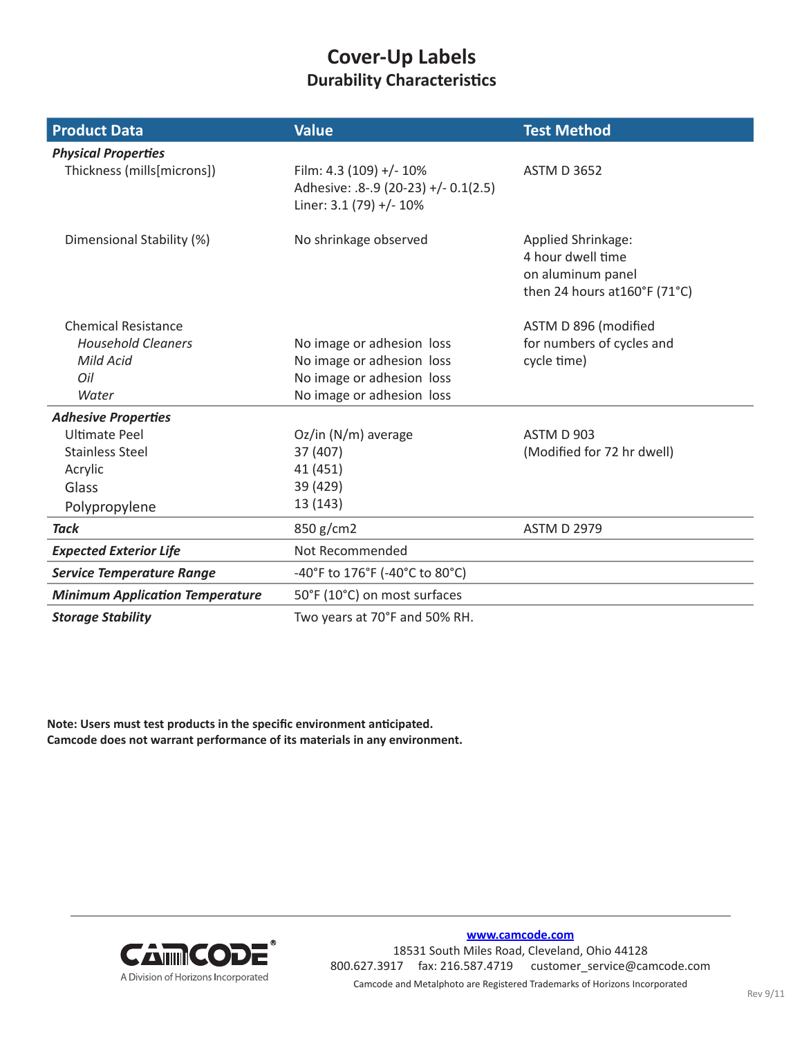# Cover-Up Labels

## Durability Characteristics

| Product Data | Value | Test Method |
|---|---|---|
| ***Physical Properties*** | | |
| Thickness (mills[microns]) | Film: 4.3 (109) +/- 10%<br>Adhesive: .8-.9 (20-23) +/- 0.1(2.5)<br>Liner: 3.1 (79) +/- 10% | ASTM D 3652 |
| Dimensional Stability (%) | No shrinkage observed | Applied Shrinkage:<br>4 hour dwell time<br>on aluminum panel<br>then 24 hours at160°F (71°C) |
| Chemical Resistance | | ASTM D 896 (modified for numbers of cycles and cycle time) |
| *Household Cleaners* | No image or adhesion loss | |
| *Mild Acid* | No image or adhesion loss | |
| *Oil* | No image or adhesion loss | |
| *Water* | No image or adhesion loss | |
| ***Adhesive Properties*** | | |
| Ultimate Peel | Oz/in (N/m) average | ASTM D 903<br>(Modified for 72 hr dwell) |
| Stainless Steel | 37 (407) | |
| Acrylic | 41 (451) | |
| Glass | 39 (429) | |
| Polypropylene | 13 (143) | |
| ***Tack*** | 850 g/cm2 | ASTM D 2979 |
| ***Expected Exterior Life*** | Not Recommended | |
| ***Service Temperature Range*** | -40°F to 176°F (-40°C to 80°C) | |
| ***Minimum Application Temperature*** | 50°F (10°C) on most surfaces | |
| ***Storage Stability*** | Two years at 70°F and 50% RH. | |

**Note: Users must test products in the specific environment anticipated.**
**Camcode does not warrant performance of its materials in any environment.**

CAMCODE®
A Division of Horizons Incorporated

www.camcode.com
18531 South Miles Road, Cleveland, Ohio 44128
800.627.3917 fax: 216.587.4719 customer_service@camcode.com
Camcode and Metalphoto are Registered Trademarks of Horizons Incorporated

Rev 9/11